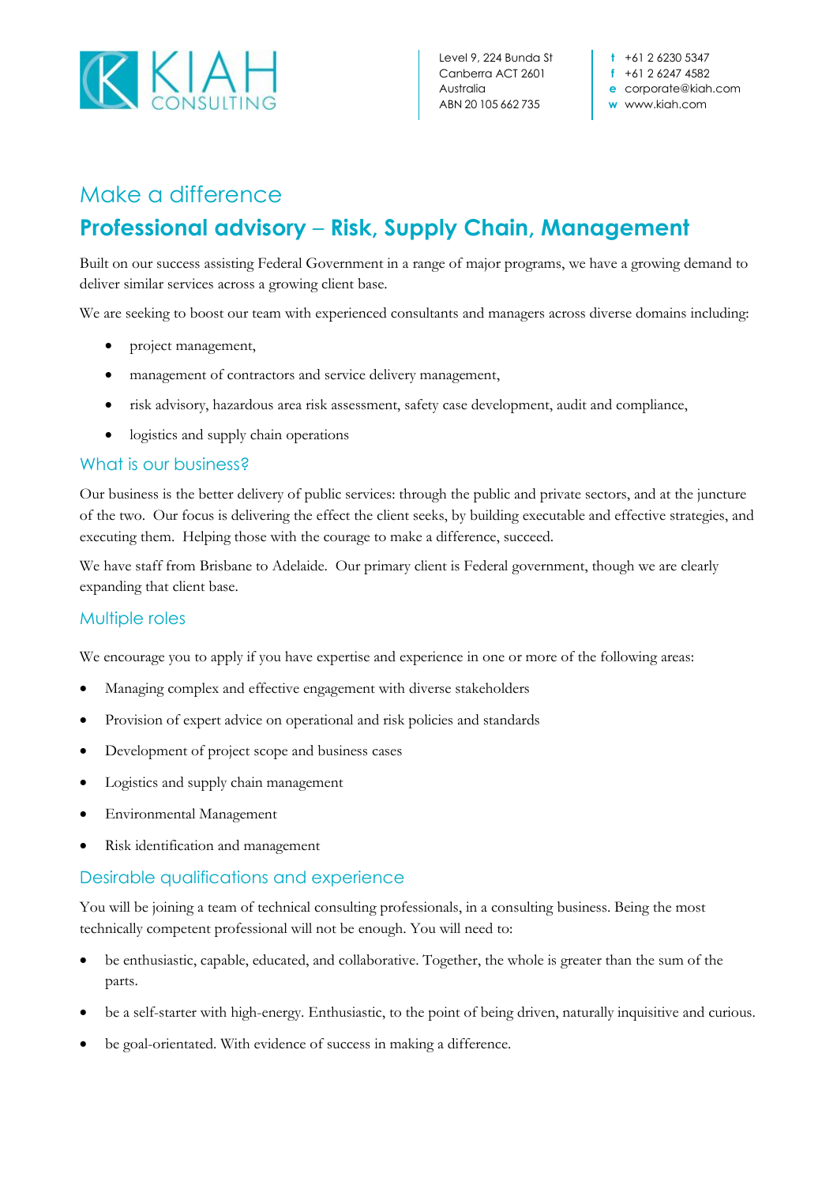KIAH CONSULTING

Level 9, 224 Bunda St
Canberra ACT 2601
Australia
ABN 20 105 662 735

t +61 2 6230 5347
f +61 2 6247 4582
e corporate@kiah.com
w www.kiah.com

# Make a difference

# Professional advisory – Risk, Supply Chain, Management

Built on our success assisting Federal Government in a range of major programs, we have a growing demand to deliver similar services across a growing client base.

We are seeking to boost our team with experienced consultants and managers across diverse domains including:

- project management,
- management of contractors and service delivery management,
- risk advisory, hazardous area risk assessment, safety case development, audit and compliance,
- logistics and supply chain operations

## What is our business?

Our business is the better delivery of public services: through the public and private sectors, and at the juncture of the two. Our focus is delivering the effect the client seeks, by building executable and effective strategies, and executing them. Helping those with the courage to make a difference, succeed.

We have staff from Brisbane to Adelaide. Our primary client is Federal government, though we are clearly expanding that client base.

## Multiple roles

We encourage you to apply if you have expertise and experience in one or more of the following areas:

- Managing complex and effective engagement with diverse stakeholders
- Provision of expert advice on operational and risk policies and standards
- Development of project scope and business cases
- Logistics and supply chain management
- Environmental Management
- Risk identification and management

## Desirable qualifications and experience

You will be joining a team of technical consulting professionals, in a consulting business. Being the most technically competent professional will not be enough. You will need to:

- be enthusiastic, capable, educated, and collaborative. Together, the whole is greater than the sum of the parts.
- be a self-starter with high-energy. Enthusiastic, to the point of being driven, naturally inquisitive and curious.
- be goal-orientated. With evidence of success in making a difference.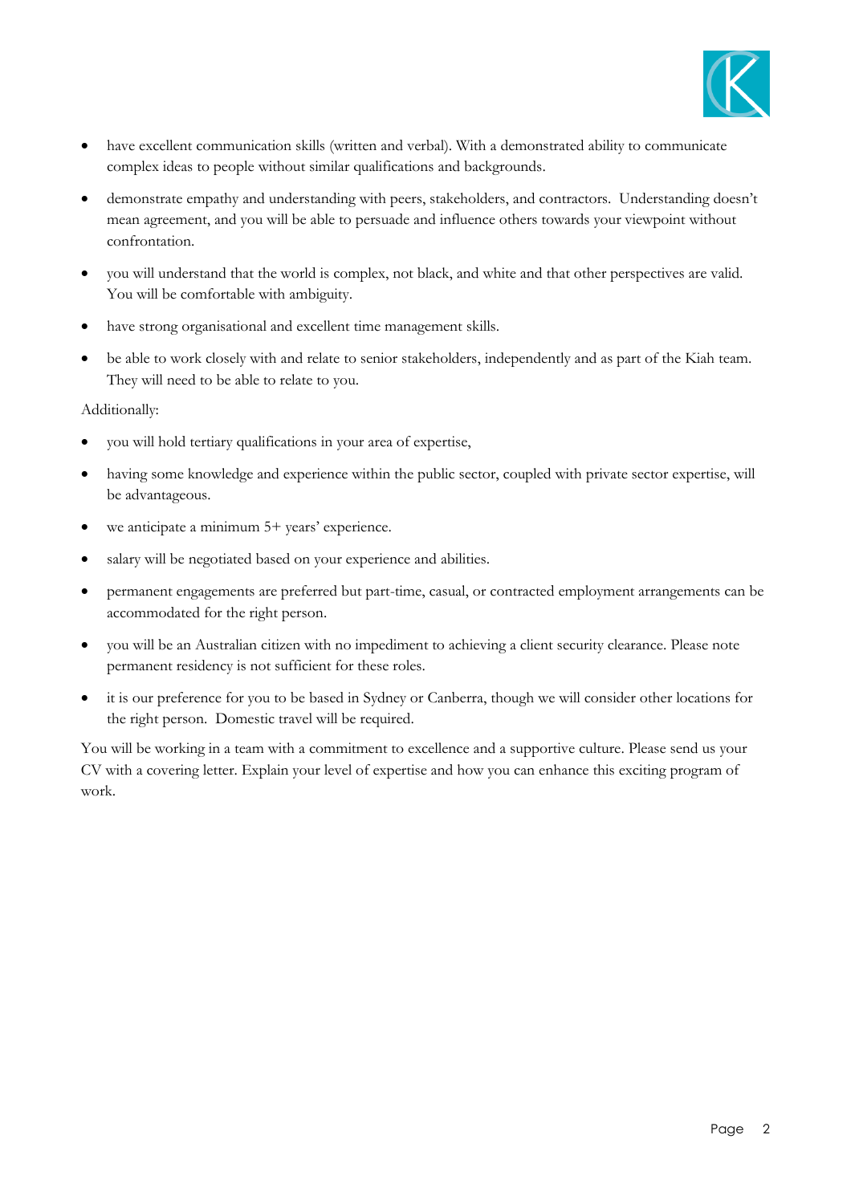- have excellent communication skills (written and verbal). With a demonstrated ability to communicate complex ideas to people without similar qualifications and backgrounds.
- demonstrate empathy and understanding with peers, stakeholders, and contractors. Understanding doesn't mean agreement, and you will be able to persuade and influence others towards your viewpoint without confrontation.
- you will understand that the world is complex, not black, and white and that other perspectives are valid. You will be comfortable with ambiguity.
- have strong organisational and excellent time management skills.
- be able to work closely with and relate to senior stakeholders, independently and as part of the Kiah team. They will need to be able to relate to you.

Additionally:

- you will hold tertiary qualifications in your area of expertise,
- having some knowledge and experience within the public sector, coupled with private sector expertise, will be advantageous.
- we anticipate a minimum 5+ years' experience.
- salary will be negotiated based on your experience and abilities.
- permanent engagements are preferred but part-time, casual, or contracted employment arrangements can be accommodated for the right person.
- you will be an Australian citizen with no impediment to achieving a client security clearance. Please note permanent residency is not sufficient for these roles.
- it is our preference for you to be based in Sydney or Canberra, though we will consider other locations for the right person. Domestic travel will be required.

You will be working in a team with a commitment to excellence and a supportive culture. Please send us your CV with a covering letter. Explain your level of expertise and how you can enhance this exciting program of work.